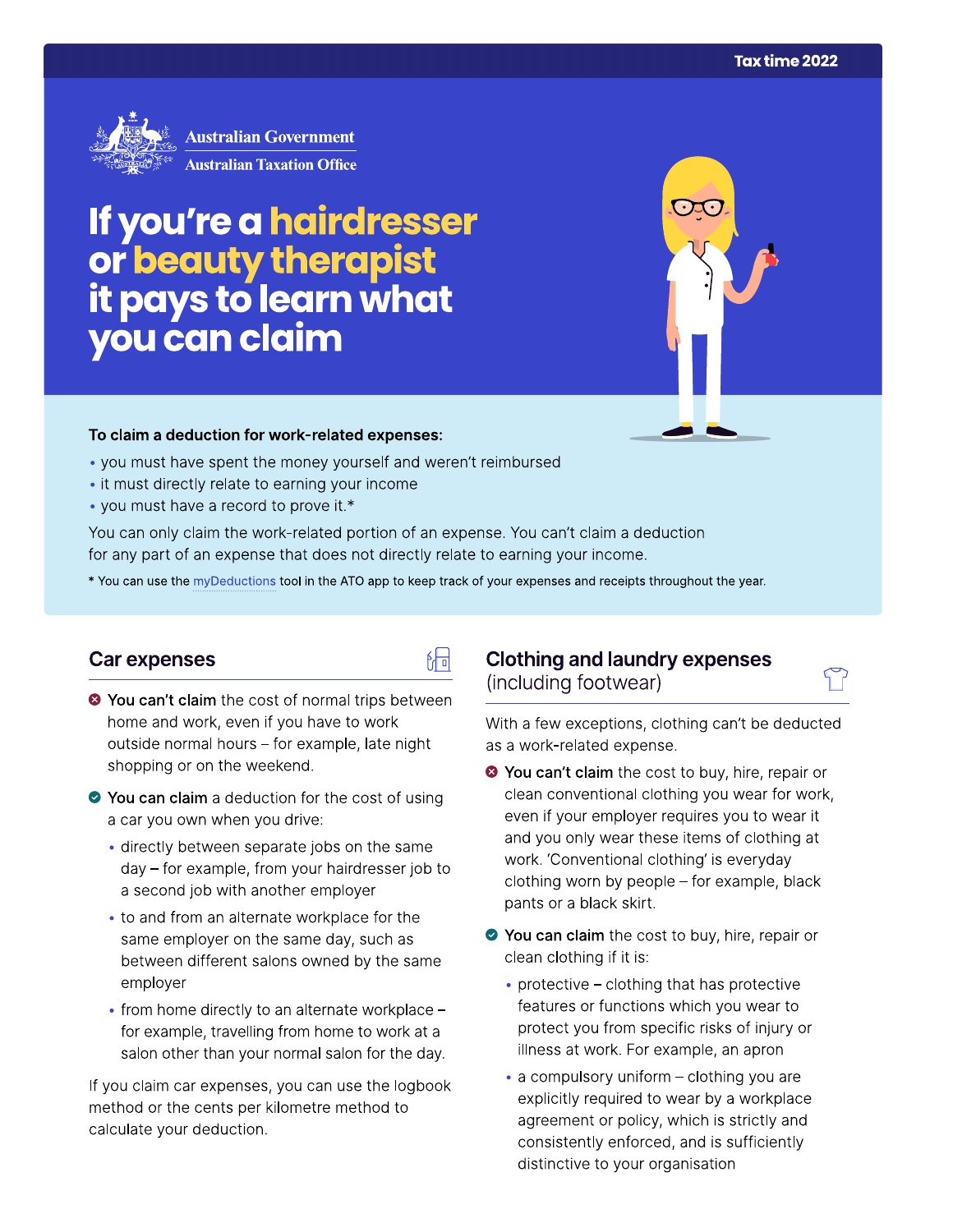Tax time 2022

Australian Government
Australian Taxation Office

# If you're a hairdresser or beauty therapist it pays to learn what you can claim

**To claim a deduction for work-related expenses:**

- you must have spent the money yourself and weren't reimbursed
- it must directly relate to earning your income
- you must have a record to prove it.*

You can only claim the work-related portion of an expense. You can't claim a deduction for any part of an expense that does not directly relate to earning your income.

* You can use the myDeductions tool in the ATO app to keep track of your expenses and receipts throughout the year.

## Car expenses

**You can't claim** the cost of normal trips between home and work, even if you have to work outside normal hours – for example, late night shopping or on the weekend.

**You can claim** a deduction for the cost of using a car you own when you drive:

- directly between separate jobs on the same day – for example, from your hairdresser job to a second job with another employer
- to and from an alternate workplace for the same employer on the same day, such as between different salons owned by the same employer
- from home directly to an alternate workplace – for example, travelling from home to work at a salon other than your normal salon for the day.

If you claim car expenses, you can use the logbook method or the cents per kilometre method to calculate your deduction.

## Clothing and laundry expenses (including footwear)

With a few exceptions, clothing can't be deducted as a work-related expense.

**You can't claim** the cost to buy, hire, repair or clean conventional clothing you wear for work, even if your employer requires you to wear it and you only wear these items of clothing at work. 'Conventional clothing' is everyday clothing worn by people – for example, black pants or a black skirt.

**You can claim** the cost to buy, hire, repair or clean clothing if it is:

- protective – clothing that has protective features or functions which you wear to protect you from specific risks of injury or illness at work. For example, an apron
- a compulsory uniform – clothing you are explicitly required to wear by a workplace agreement or policy, which is strictly and consistently enforced, and is sufficiently distinctive to your organisation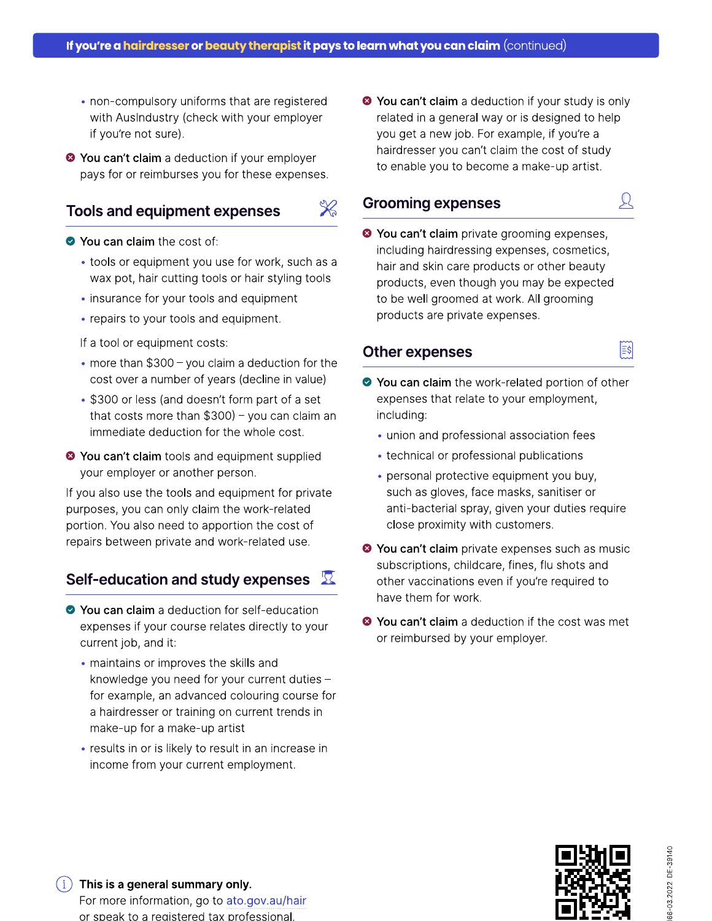- non-compulsory uniforms that are registered with AusIndustry (check with your employer if you're not sure).

**You can't claim** a deduction if your employer pays for or reimburses you for these expenses.

## Tools and equipment expenses

**You can claim** the cost of:

- tools or equipment you use for work, such as a wax pot, hair cutting tools or hair styling tools
- insurance for your tools and equipment
- repairs to your tools and equipment.

If a tool or equipment costs:

- more than $300 – you claim a deduction for the cost over a number of years (decline in value)
- $300 or less (and doesn't form part of a set that costs more than $300) – you can claim an immediate deduction for the whole cost.

**You can't claim** tools and equipment supplied your employer or another person.

If you also use the tools and equipment for private purposes, you can only claim the work-related portion. You also need to apportion the cost of repairs between private and work-related use.

## Self-education and study expenses

**You can claim** a deduction for self-education expenses if your course relates directly to your current job, and it:

- maintains or improves the skills and knowledge you need for your current duties – for example, an advanced colouring course for a hairdresser or training on current trends in make-up for a make-up artist
- results in or is likely to result in an increase in income from your current employment.

**You can't claim** a deduction if your study is only related in a general way or is designed to help you get a new job. For example, if you're a hairdresser you can't claim the cost of study to enable you to become a make-up artist.

## Grooming expenses

**You can't claim** private grooming expenses, including hairdressing expenses, cosmetics, hair and skin care products or other beauty products, even though you may be expected to be well groomed at work. All grooming products are private expenses.

## Other expenses

**You can claim** the work-related portion of other expenses that relate to your employment, including:

- union and professional association fees
- technical or professional publications
- personal protective equipment you buy, such as gloves, face masks, sanitiser or anti-bacterial spray, given your duties require close proximity with customers.

**You can't claim** private expenses such as music subscriptions, childcare, fines, flu shots and other vaccinations even if you're required to have them for work.

**You can't claim** a deduction if the cost was met or reimbursed by your employer.

**This is a general summary only.**
For more information, go to ato.gov.au/hair or speak to a registered tax professional.

166-03.2022 DE-39140